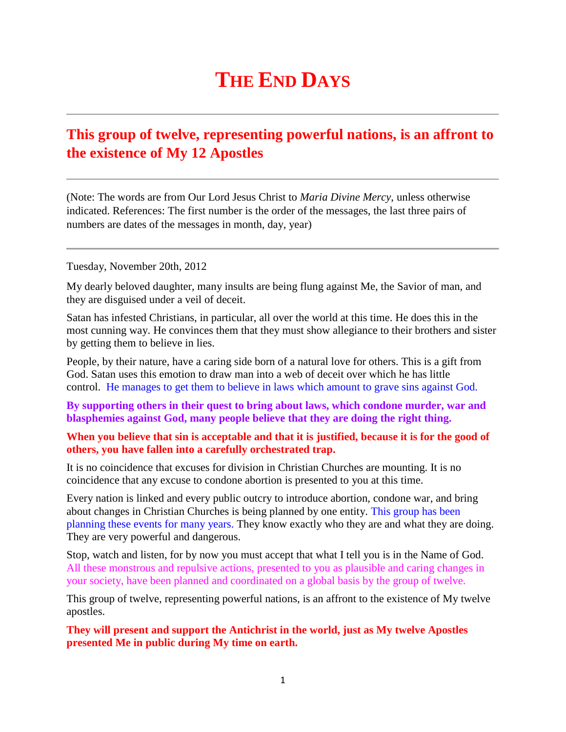# THE END DAYS

## This group of twelve, representing powerful nations, is an affront to the existence of My 12 Apostles

(Note: The words are from Our Lord Jesus Christ to *Maria Divine Mercy*, unless otherwise indicated. References: The first number is the order of the messages, the last three pairs of numbers are dates of the messages in month, day, year)

Tuesday, November 20th, 2012

My dearly beloved daughter, many insults are being flung against Me, the Savior of man, and they are disguised under a veil of deceit.

Satan has infested Christians, in particular, all over the world at this time. He does this in the most cunning way. He convinces them that they must show allegiance to their brothers and sister by getting them to believe in lies.

People, by their nature, have a caring side born of a natural love for others. This is a gift from God. Satan uses this emotion to draw man into a web of deceit over which he has little control. He manages to get them to believe in laws which amount to grave sins against God.

**By supporting others in their quest to bring about laws, which condone murder, war and blasphemies against God, many people believe that they are doing the right thing.**

**When you believe that sin is acceptable and that it is justified, because it is for the good of others, you have fallen into a carefully orchestrated trap.**

It is no coincidence that excuses for division in Christian Churches are mounting. It is no coincidence that any excuse to condone abortion is presented to you at this time.

Every nation is linked and every public outcry to introduce abortion, condone war, and bring about changes in Christian Churches is being planned by one entity. This group has been planning these events for many years. They know exactly who they are and what they are doing. They are very powerful and dangerous.

Stop, watch and listen, for by now you must accept that what I tell you is in the Name of God. All these monstrous and repulsive actions, presented to you as plausible and caring changes in your society, have been planned and coordinated on a global basis by the group of twelve.

This group of twelve, representing powerful nations, is an affront to the existence of My twelve apostles.

**They will present and support the Antichrist in the world, just as My twelve Apostles presented Me in public during My time on earth.**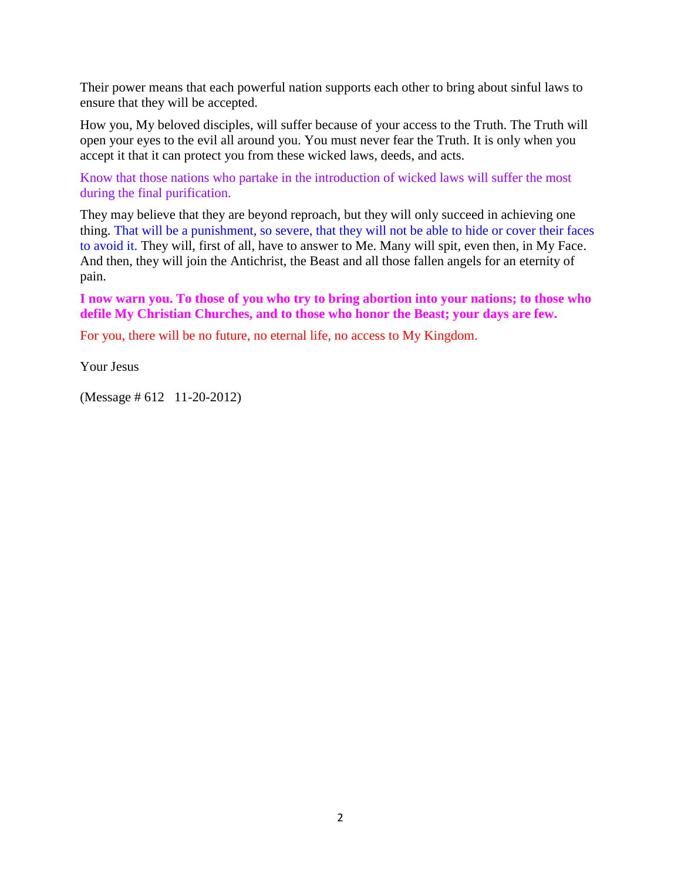Their power means that each powerful nation supports each other to bring about sinful laws to ensure that they will be accepted.

How you, My beloved disciples, will suffer because of your access to the Truth. The Truth will open your eyes to the evil all around you. You must never fear the Truth. It is only when you accept it that it can protect you from these wicked laws, deeds, and acts.

Know that those nations who partake in the introduction of wicked laws will suffer the most during the final purification.

They may believe that they are beyond reproach, but they will only succeed in achieving one thing. That will be a punishment, so severe, that they will not be able to hide or cover their faces to avoid it. They will, first of all, have to answer to Me. Many will spit, even then, in My Face. And then, they will join the Antichrist, the Beast and all those fallen angels for an eternity of pain.

**I now warn you. To those of you who try to bring abortion into your nations; to those who defile My Christian Churches, and to those who honor the Beast; your days are few.**

For you, there will be no future, no eternal life, no access to My Kingdom.

Your Jesus

(Message # 612   11-20-2012)